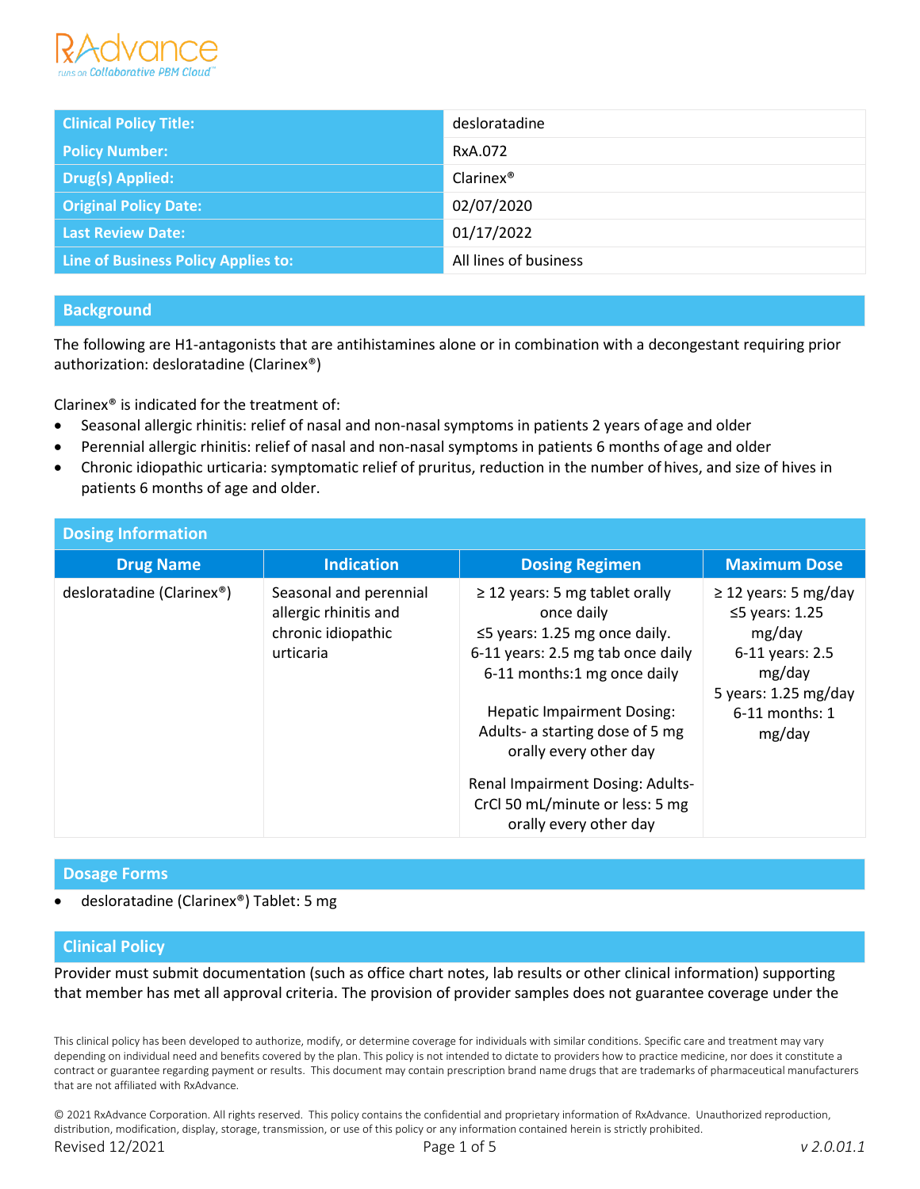| Clinical Policy Title: | desloratadine |
|---|---|
| Policy Number: | RxA.072 |
| Drug(s) Applied: | Clarinex® |
| Original Policy Date: | 02/07/2020 |
| Last Review Date: | 01/17/2022 |
| Line of Business Policy Applies to: | All lines of business |

## Background

The following are H1-antagonists that are antihistamines alone or in combination with a decongestant requiring prior authorization: desloratadine (Clarinex®)

Clarinex® is indicated for the treatment of:

- Seasonal allergic rhinitis: relief of nasal and non-nasal symptoms in patients 2 years of age and older
- Perennial allergic rhinitis: relief of nasal and non-nasal symptoms in patients 6 months of age and older
- Chronic idiopathic urticaria: symptomatic relief of pruritus, reduction in the number of hives, and size of hives in patients 6 months of age and older.

## Dosing Information

| Drug Name | Indication | Dosing Regimen | Maximum Dose |
|---|---|---|---|
| desloratadine (Clarinex®) | Seasonal and perennial allergic rhinitis and chronic idiopathic urticaria | ≥ 12 years: 5 mg tablet orally once daily<br>≤5 years: 1.25 mg once daily.<br>6-11 years: 2.5 mg tab once daily<br>6-11 months:1 mg once daily<br><br>Hepatic Impairment Dosing: Adults- a starting dose of 5 mg orally every other day<br><br>Renal Impairment Dosing: Adults- CrCl 50 mL/minute or less: 5 mg orally every other day | ≥ 12 years: 5 mg/day<br>≤5 years: 1.25 mg/day<br>6-11 years: 2.5 mg/day<br>5 years: 1.25 mg/day<br>6-11 months: 1 mg/day |

## Dosage Forms

- desloratadine (Clarinex®) Tablet: 5 mg

## Clinical Policy

Provider must submit documentation (such as office chart notes, lab results or other clinical information) supporting that member has met all approval criteria. The provision of provider samples does not guarantee coverage under the

This clinical policy has been developed to authorize, modify, or determine coverage for individuals with similar conditions. Specific care and treatment may vary depending on individual need and benefits covered by the plan. This policy is not intended to dictate to providers how to practice medicine, nor does it constitute a contract or guarantee regarding payment or results. This document may contain prescription brand name drugs that are trademarks of pharmaceutical manufacturers that are not affiliated with RxAdvance.

© 2021 RxAdvance Corporation. All rights reserved. This policy contains the confidential and proprietary information of RxAdvance. Unauthorized reproduction, distribution, modification, display, storage, transmission, or use of this policy or any information contained herein is strictly prohibited.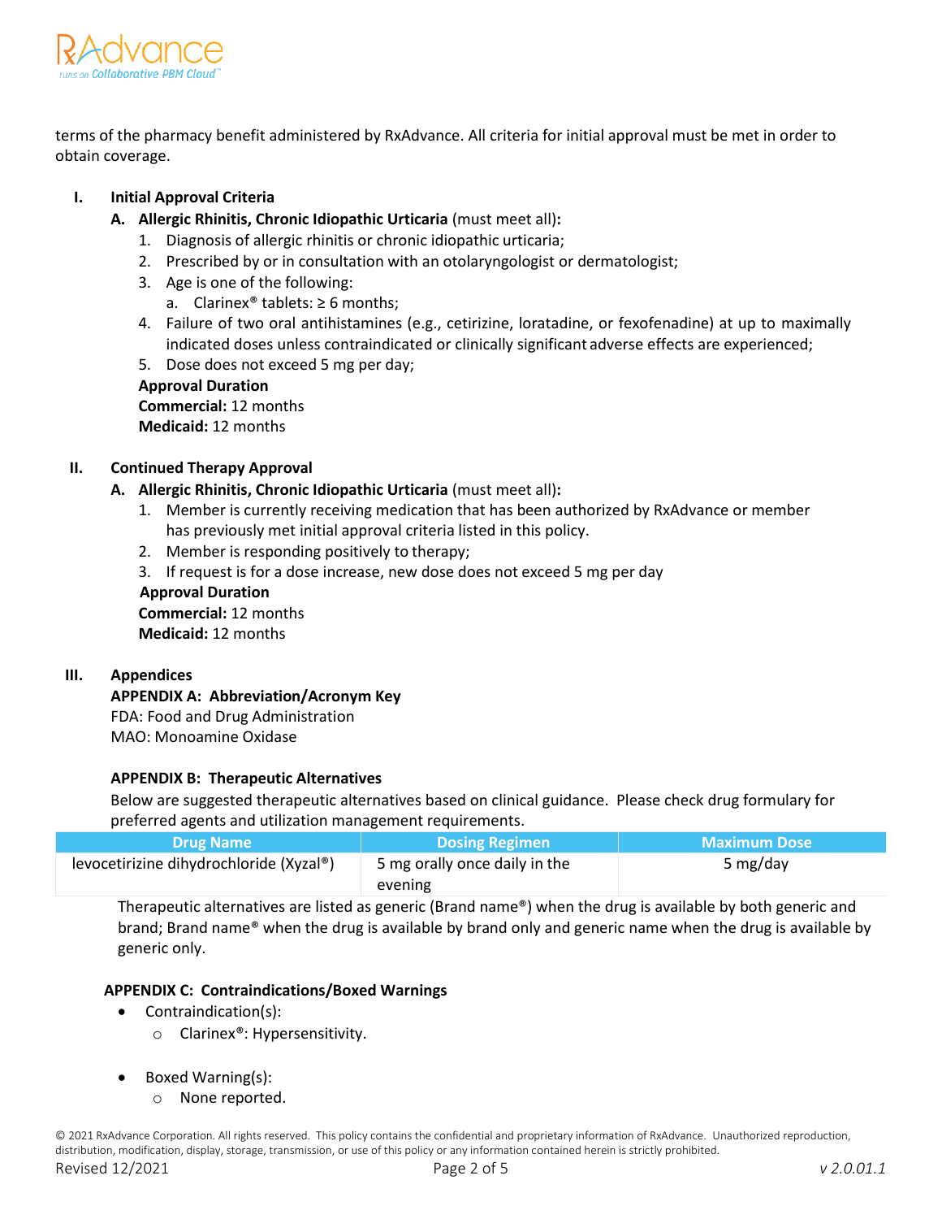terms of the pharmacy benefit administered by RxAdvance. All criteria for initial approval must be met in order to obtain coverage.

## I. Initial Approval Criteria

**A. Allergic Rhinitis, Chronic Idiopathic Urticaria** (must meet all)**:**

1. Diagnosis of allergic rhinitis or chronic idiopathic urticaria;
2. Prescribed by or in consultation with an otolaryngologist or dermatologist;
3. Age is one of the following:
   a. Clarinex® tablets: ≥ 6 months;
4. Failure of two oral antihistamines (e.g., cetirizine, loratadine, or fexofenadine) at up to maximally indicated doses unless contraindicated or clinically significant adverse effects are experienced;
5. Dose does not exceed 5 mg per day;

**Approval Duration**
**Commercial:** 12 months
**Medicaid:** 12 months

## II. Continued Therapy Approval

**A. Allergic Rhinitis, Chronic Idiopathic Urticaria** (must meet all)**:**

1. Member is currently receiving medication that has been authorized by RxAdvance or member has previously met initial approval criteria listed in this policy.
2. Member is responding positively to therapy;
3. If request is for a dose increase, new dose does not exceed 5 mg per day

**Approval Duration**
**Commercial:** 12 months
**Medicaid:** 12 months

## III. Appendices

**APPENDIX A: Abbreviation/Acronym Key**
FDA: Food and Drug Administration
MAO: Monoamine Oxidase

**APPENDIX B: Therapeutic Alternatives**
Below are suggested therapeutic alternatives based on clinical guidance. Please check drug formulary for preferred agents and utilization management requirements.

| Drug Name | Dosing Regimen | Maximum Dose |
| --- | --- | --- |
| levocetirizine dihydrochloride (Xyzal®) | 5 mg orally once daily in the evening | 5 mg/day |

Therapeutic alternatives are listed as generic (Brand name®) when the drug is available by both generic and brand; Brand name® when the drug is available by brand only and generic name when the drug is available by generic only.

**APPENDIX C: Contraindications/Boxed Warnings**

- Contraindication(s):
  - Clarinex®: Hypersensitivity.
- Boxed Warning(s):
  - None reported.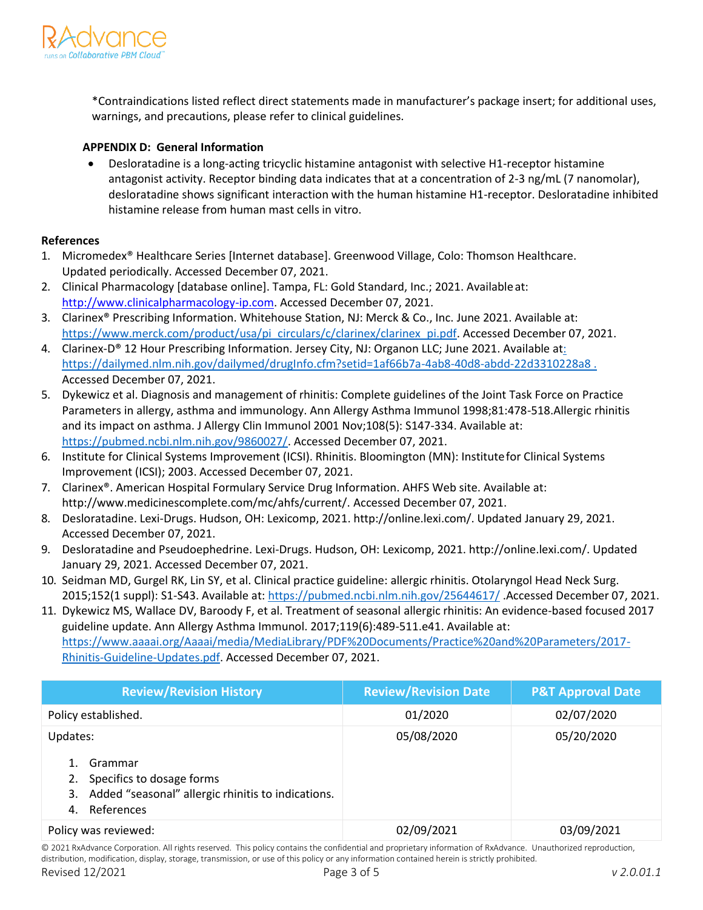*Contraindications listed reflect direct statements made in manufacturer's package insert; for additional uses, warnings, and precautions, please refer to clinical guidelines.

**APPENDIX D: General Information**

- Desloratadine is a long-acting tricyclic histamine antagonist with selective H1-receptor histamine antagonist activity. Receptor binding data indicates that at a concentration of 2-3 ng/mL (7 nanomolar), desloratadine shows significant interaction with the human histamine H1-receptor. Desloratadine inhibited histamine release from human mast cells in vitro.

**References**

1. Micromedex® Healthcare Series [Internet database]. Greenwood Village, Colo: Thomson Healthcare. Updated periodically. Accessed December 07, 2021.
2. Clinical Pharmacology [database online]. Tampa, FL: Gold Standard, Inc.; 2021. Available at: http://www.clinicalpharmacology-ip.com. Accessed December 07, 2021.
3. Clarinex® Prescribing Information. Whitehouse Station, NJ: Merck & Co., Inc. June 2021. Available at: https://www.merck.com/product/usa/pi_circulars/c/clarinex/clarinex_pi.pdf. Accessed December 07, 2021.
4. Clarinex-D® 12 Hour Prescribing Information. Jersey City, NJ: Organon LLC; June 2021. Available at: https://dailymed.nlm.nih.gov/dailymed/drugInfo.cfm?setid=1af66b7a-4ab8-40d8-abdd-22d3310228a8 . Accessed December 07, 2021.
5. Dykewicz et al. Diagnosis and management of rhinitis: Complete guidelines of the Joint Task Force on Practice Parameters in allergy, asthma and immunology. Ann Allergy Asthma Immunol 1998;81:478-518.Allergic rhinitis and its impact on asthma. J Allergy Clin Immunol 2001 Nov;108(5): S147-334. Available at: https://pubmed.ncbi.nlm.nih.gov/9860027/. Accessed December 07, 2021.
6. Institute for Clinical Systems Improvement (ICSI). Rhinitis. Bloomington (MN): Institute for Clinical Systems Improvement (ICSI); 2003. Accessed December 07, 2021.
7. Clarinex®. American Hospital Formulary Service Drug Information. AHFS Web site. Available at: http://www.medicinescomplete.com/mc/ahfs/current/. Accessed December 07, 2021.
8. Desloratadine. Lexi-Drugs. Hudson, OH: Lexicomp, 2021. http://online.lexi.com/. Updated January 29, 2021. Accessed December 07, 2021.
9. Desloratadine and Pseudoephedrine. Lexi-Drugs. Hudson, OH: Lexicomp, 2021. http://online.lexi.com/. Updated January 29, 2021. Accessed December 07, 2021.
10. Seidman MD, Gurgel RK, Lin SY, et al. Clinical practice guideline: allergic rhinitis. Otolaryngol Head Neck Surg. 2015;152(1 suppl): S1-S43. Available at: https://pubmed.ncbi.nlm.nih.gov/25644617/ .Accessed December 07, 2021.
11. Dykewicz MS, Wallace DV, Baroody F, et al. Treatment of seasonal allergic rhinitis: An evidence-based focused 2017 guideline update. Ann Allergy Asthma Immunol. 2017;119(6):489-511.e41. Available at: https://www.aaaai.org/Aaaai/media/MediaLibrary/PDF%20Documents/Practice%20and%20Parameters/2017-Rhinitis-Guideline-Updates.pdf. Accessed December 07, 2021.

| Review/Revision History | Review/Revision Date | P&T Approval Date |
|---|---|---|
| Policy established. | 01/2020 | 02/07/2020 |
| Updates:<br>1. Grammar<br>2. Specifics to dosage forms<br>3. Added "seasonal" allergic rhinitis to indications.<br>4. References | 05/08/2020 | 05/20/2020 |
| Policy was reviewed: | 02/09/2021 | 03/09/2021 |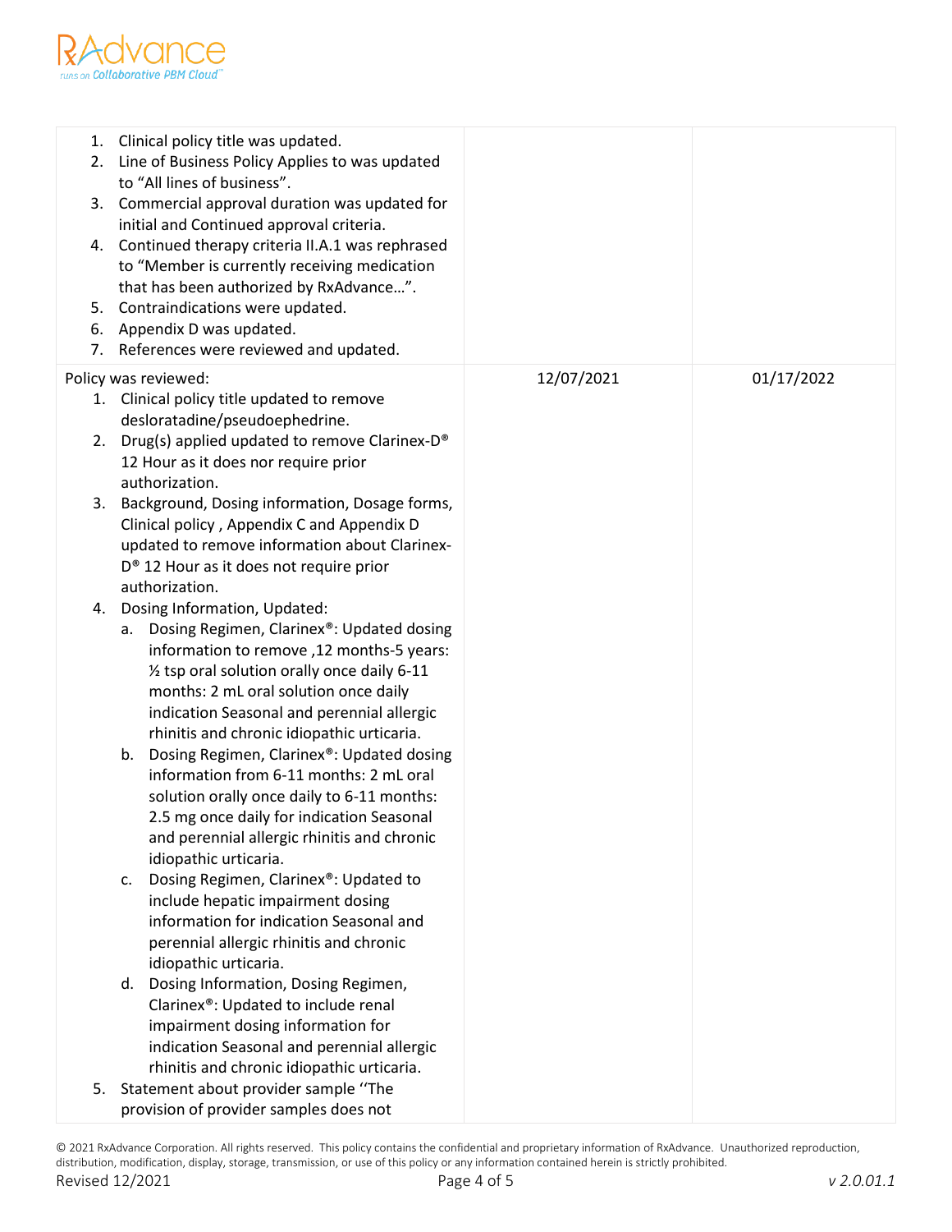| | | |
|---|---|---|
| 1. Clinical policy title was updated.<br>2. Line of Business Policy Applies to was updated to "All lines of business".<br>3. Commercial approval duration was updated for initial and Continued approval criteria.<br>4. Continued therapy criteria II.A.1 was rephrased to "Member is currently receiving medication that has been authorized by RxAdvance…".<br>5. Contraindications were updated.<br>6. Appendix D was updated.<br>7. References were reviewed and updated. | | |
| Policy was reviewed:<br>1. Clinical policy title updated to remove desloratadine/pseudoephedrine.<br>2. Drug(s) applied updated to remove Clarinex-D® 12 Hour as it does nor require prior authorization.<br>3. Background, Dosing information, Dosage forms, Clinical policy , Appendix C and Appendix D updated to remove information about Clarinex-D® 12 Hour as it does not require prior authorization.<br>4. Dosing Information, Updated:<br>a. Dosing Regimen, Clarinex®: Updated dosing information to remove ,12 months-5 years: ½ tsp oral solution orally once daily 6-11 months: 2 mL oral solution once daily indication Seasonal and perennial allergic rhinitis and chronic idiopathic urticaria.<br>b. Dosing Regimen, Clarinex®: Updated dosing information from 6-11 months: 2 mL oral solution orally once daily to 6-11 months: 2.5 mg once daily for indication Seasonal and perennial allergic rhinitis and chronic idiopathic urticaria.<br>c. Dosing Regimen, Clarinex®: Updated to include hepatic impairment dosing information for indication Seasonal and perennial allergic rhinitis and chronic idiopathic urticaria.<br>d. Dosing Information, Dosing Regimen, Clarinex®: Updated to include renal impairment dosing information for indication Seasonal and perennial allergic rhinitis and chronic idiopathic urticaria.<br>5. Statement about provider sample ''The provision of provider samples does not | 12/07/2021 | 01/17/2022 |

© 2021 RxAdvance Corporation. All rights reserved. This policy contains the confidential and proprietary information of RxAdvance. Unauthorized reproduction, distribution, modification, display, storage, transmission, or use of this policy or any information contained herein is strictly prohibited.

Revised 12/2021 v 2.0.01.1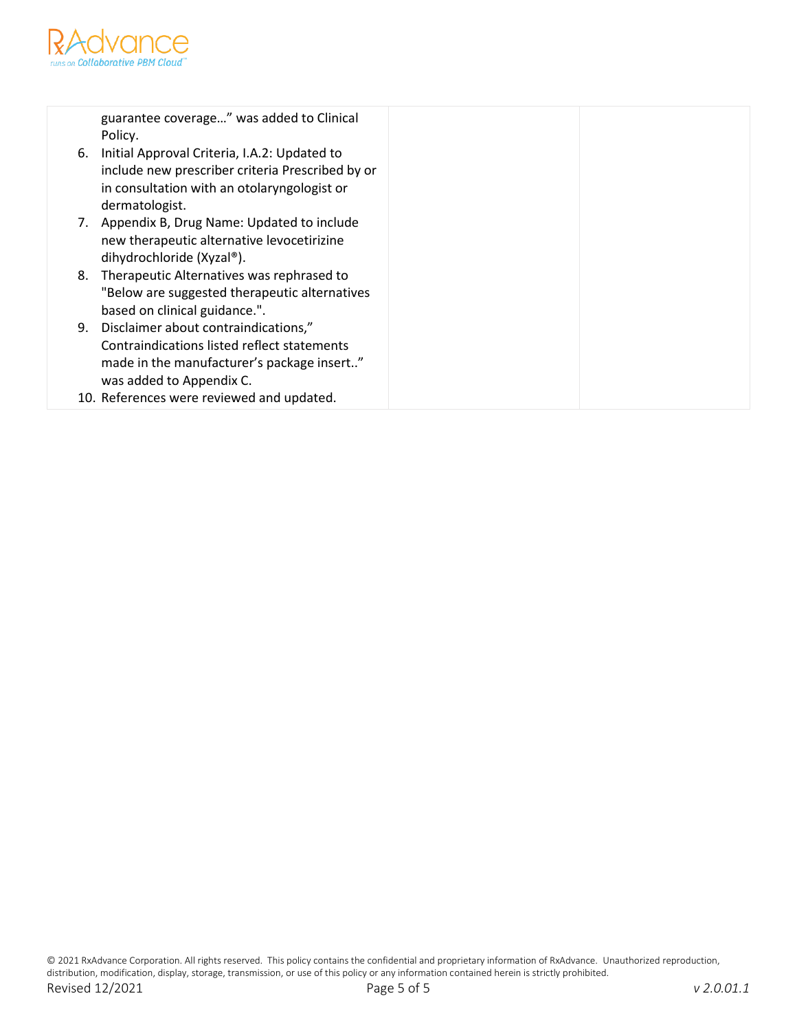| | | |
|---|---|---|
| guarantee coverage…" was added to Clinical Policy.<br>6. Initial Approval Criteria, I.A.2: Updated to include new prescriber criteria Prescribed by or in consultation with an otolaryngologist or dermatologist.<br>7. Appendix B, Drug Name: Updated to include new therapeutic alternative levocetirizine dihydrochloride (Xyzal®).<br>8. Therapeutic Alternatives was rephrased to "Below are suggested therapeutic alternatives based on clinical guidance.".<br>9. Disclaimer about contraindications," Contraindications listed reflect statements made in the manufacturer's package insert.." was added to Appendix C.<br>10. References were reviewed and updated. | | |